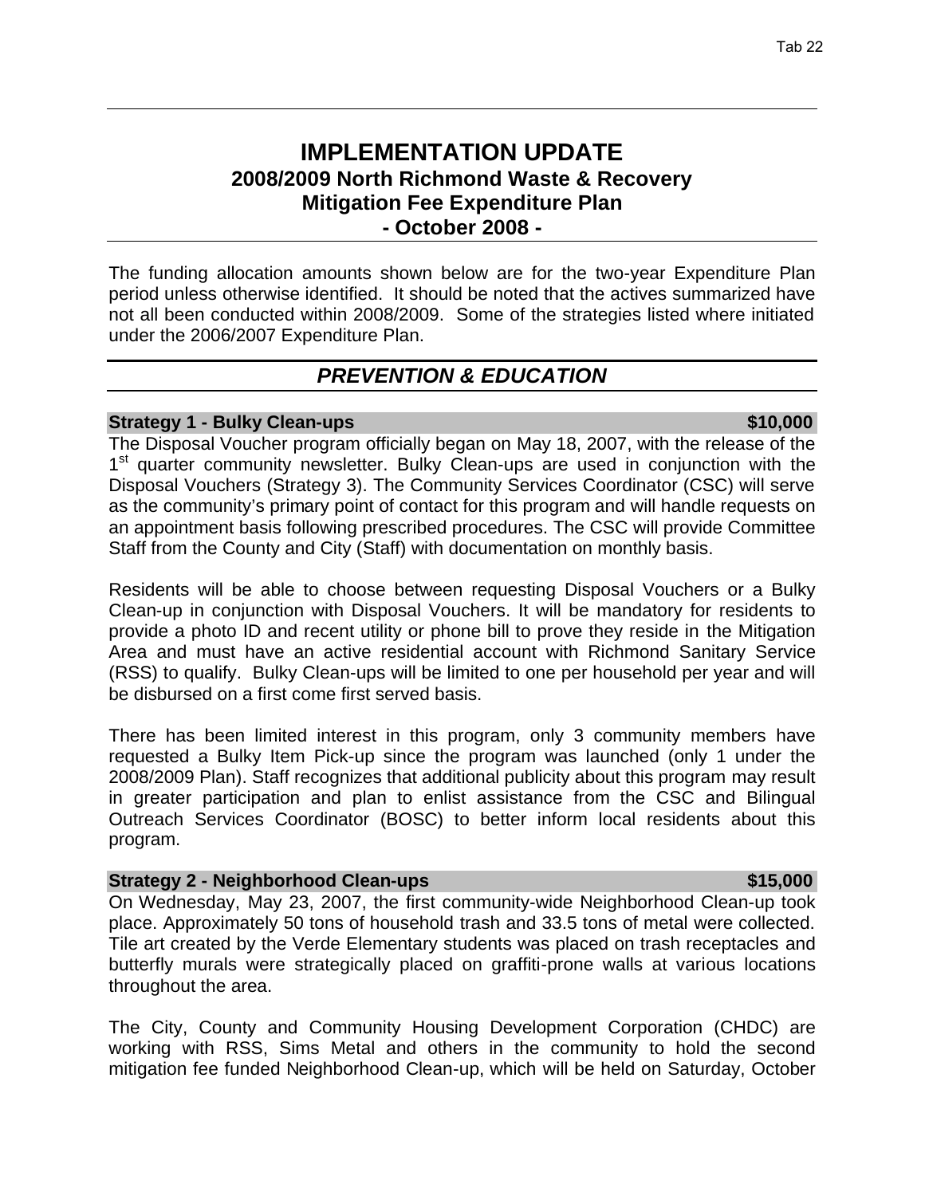# IMPLEMENTATION UPDATE
## 2008/2009 North Richmond Waste & Recovery Mitigation Fee Expenditure Plan
## - October 2008 -

The funding allocation amounts shown below are for the two-year Expenditure Plan period unless otherwise identified. It should be noted that the actives summarized have not all been conducted within 2008/2009. Some of the strategies listed where initiated under the 2006/2007 Expenditure Plan.

## *PREVENTION & EDUCATION*

### Strategy 1 - Bulky Clean-ups — $10,000

The Disposal Voucher program officially began on May 18, 2007, with the release of the 1st quarter community newsletter. Bulky Clean-ups are used in conjunction with the Disposal Vouchers (Strategy 3). The Community Services Coordinator (CSC) will serve as the community's primary point of contact for this program and will handle requests on an appointment basis following prescribed procedures. The CSC will provide Committee Staff from the County and City (Staff) with documentation on monthly basis.

Residents will be able to choose between requesting Disposal Vouchers or a Bulky Clean-up in conjunction with Disposal Vouchers. It will be mandatory for residents to provide a photo ID and recent utility or phone bill to prove they reside in the Mitigation Area and must have an active residential account with Richmond Sanitary Service (RSS) to qualify. Bulky Clean-ups will be limited to one per household per year and will be disbursed on a first come first served basis.

There has been limited interest in this program, only 3 community members have requested a Bulky Item Pick-up since the program was launched (only 1 under the 2008/2009 Plan). Staff recognizes that additional publicity about this program may result in greater participation and plan to enlist assistance from the CSC and Bilingual Outreach Services Coordinator (BOSC) to better inform local residents about this program.

### Strategy 2 - Neighborhood Clean-ups — $15,000

On Wednesday, May 23, 2007, the first community-wide Neighborhood Clean-up took place. Approximately 50 tons of household trash and 33.5 tons of metal were collected. Tile art created by the Verde Elementary students was placed on trash receptacles and butterfly murals were strategically placed on graffiti-prone walls at various locations throughout the area.

The City, County and Community Housing Development Corporation (CHDC) are working with RSS, Sims Metal and others in the community to hold the second mitigation fee funded Neighborhood Clean-up, which will be held on Saturday, October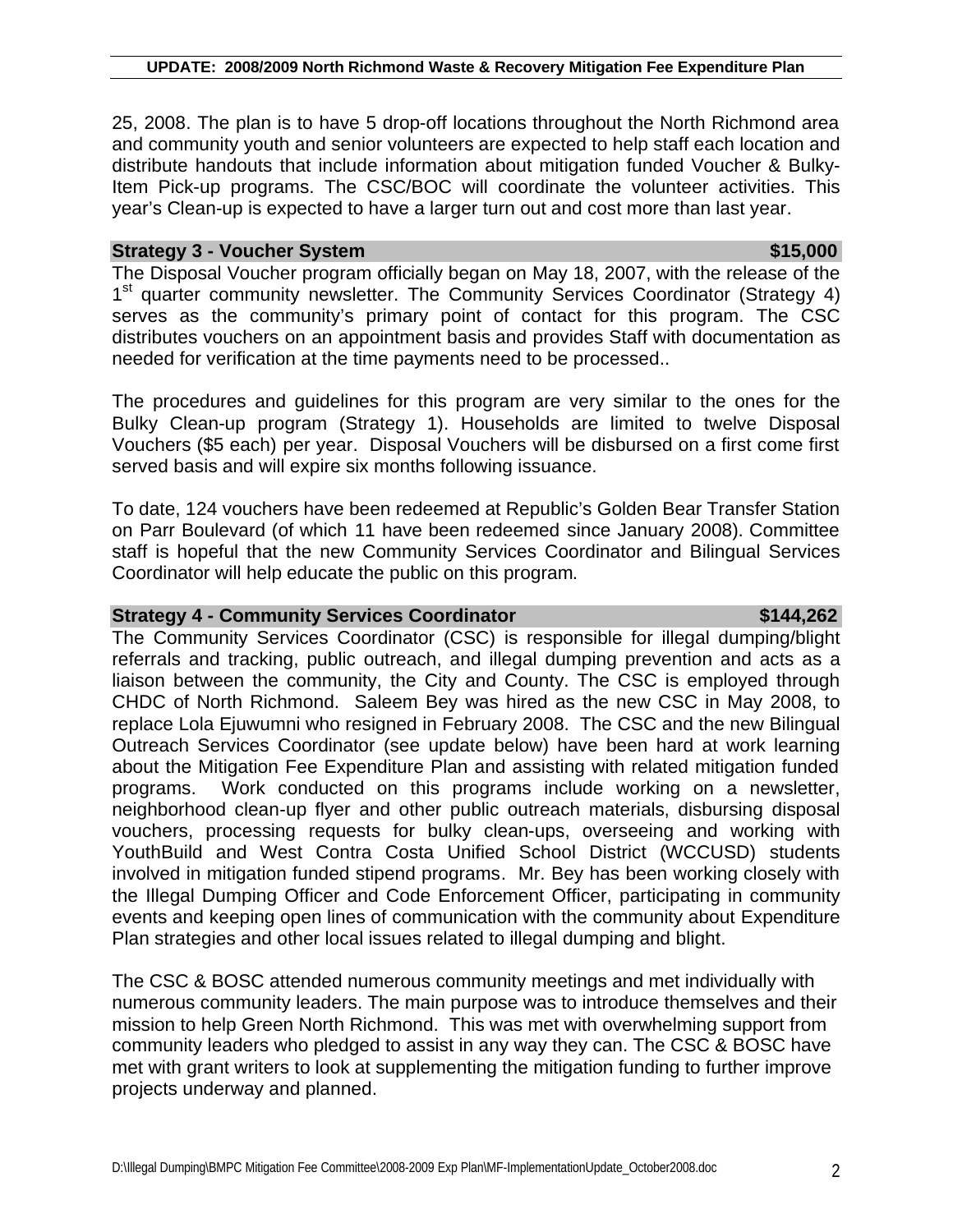25, 2008. The plan is to have 5 drop-off locations throughout the North Richmond area and community youth and senior volunteers are expected to help staff each location and distribute handouts that include information about mitigation funded Voucher & Bulky-Item Pick-up programs. The CSC/BOC will coordinate the volunteer activities. This year's Clean-up is expected to have a larger turn out and cost more than last year.

### Strategy 3 - Voucher System $15,000

The Disposal Voucher program officially began on May 18, 2007, with the release of the 1st quarter community newsletter. The Community Services Coordinator (Strategy 4) serves as the community's primary point of contact for this program. The CSC distributes vouchers on an appointment basis and provides Staff with documentation as needed for verification at the time payments need to be processed..

The procedures and guidelines for this program are very similar to the ones for the Bulky Clean-up program (Strategy 1). Households are limited to twelve Disposal Vouchers ($5 each) per year. Disposal Vouchers will be disbursed on a first come first served basis and will expire six months following issuance.

To date, 124 vouchers have been redeemed at Republic's Golden Bear Transfer Station on Parr Boulevard (of which 11 have been redeemed since January 2008). Committee staff is hopeful that the new Community Services Coordinator and Bilingual Services Coordinator will help educate the public on this program.

### Strategy 4 - Community Services Coordinator $144,262

The Community Services Coordinator (CSC) is responsible for illegal dumping/blight referrals and tracking, public outreach, and illegal dumping prevention and acts as a liaison between the community, the City and County. The CSC is employed through CHDC of North Richmond. Saleem Bey was hired as the new CSC in May 2008, to replace Lola Ejuwumni who resigned in February 2008. The CSC and the new Bilingual Outreach Services Coordinator (see update below) have been hard at work learning about the Mitigation Fee Expenditure Plan and assisting with related mitigation funded programs. Work conducted on this programs include working on a newsletter, neighborhood clean-up flyer and other public outreach materials, disbursing disposal vouchers, processing requests for bulky clean-ups, overseeing and working with YouthBuild and West Contra Costa Unified School District (WCCUSD) students involved in mitigation funded stipend programs. Mr. Bey has been working closely with the Illegal Dumping Officer and Code Enforcement Officer, participating in community events and keeping open lines of communication with the community about Expenditure Plan strategies and other local issues related to illegal dumping and blight.

The CSC & BOSC attended numerous community meetings and met individually with numerous community leaders. The main purpose was to introduce themselves and their mission to help Green North Richmond. This was met with overwhelming support from community leaders who pledged to assist in any way they can. The CSC & BOSC have met with grant writers to look at supplementing the mitigation funding to further improve projects underway and planned.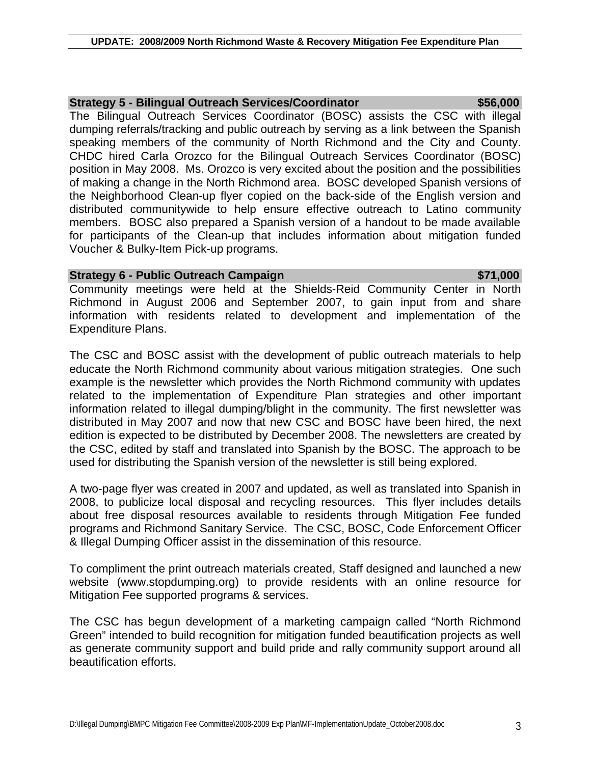### Strategy 5 - Bilingual Outreach Services/Coordinator $56,000

The Bilingual Outreach Services Coordinator (BOSC) assists the CSC with illegal dumping referrals/tracking and public outreach by serving as a link between the Spanish speaking members of the community of North Richmond and the City and County. CHDC hired Carla Orozco for the Bilingual Outreach Services Coordinator (BOSC) position in May 2008. Ms. Orozco is very excited about the position and the possibilities of making a change in the North Richmond area. BOSC developed Spanish versions of the Neighborhood Clean-up flyer copied on the back-side of the English version and distributed communitywide to help ensure effective outreach to Latino community members. BOSC also prepared a Spanish version of a handout to be made available for participants of the Clean-up that includes information about mitigation funded Voucher & Bulky-Item Pick-up programs.

### Strategy 6 - Public Outreach Campaign $71,000

Community meetings were held at the Shields-Reid Community Center in North Richmond in August 2006 and September 2007, to gain input from and share information with residents related to development and implementation of the Expenditure Plans.

The CSC and BOSC assist with the development of public outreach materials to help educate the North Richmond community about various mitigation strategies. One such example is the newsletter which provides the North Richmond community with updates related to the implementation of Expenditure Plan strategies and other important information related to illegal dumping/blight in the community. The first newsletter was distributed in May 2007 and now that new CSC and BOSC have been hired, the next edition is expected to be distributed by December 2008. The newsletters are created by the CSC, edited by staff and translated into Spanish by the BOSC. The approach to be used for distributing the Spanish version of the newsletter is still being explored.

A two-page flyer was created in 2007 and updated, as well as translated into Spanish in 2008, to publicize local disposal and recycling resources. This flyer includes details about free disposal resources available to residents through Mitigation Fee funded programs and Richmond Sanitary Service. The CSC, BOSC, Code Enforcement Officer & Illegal Dumping Officer assist in the dissemination of this resource.

To compliment the print outreach materials created, Staff designed and launched a new website (www.stopdumping.org) to provide residents with an online resource for Mitigation Fee supported programs & services.

The CSC has begun development of a marketing campaign called "North Richmond Green" intended to build recognition for mitigation funded beautification projects as well as generate community support and build pride and rally community support around all beautification efforts.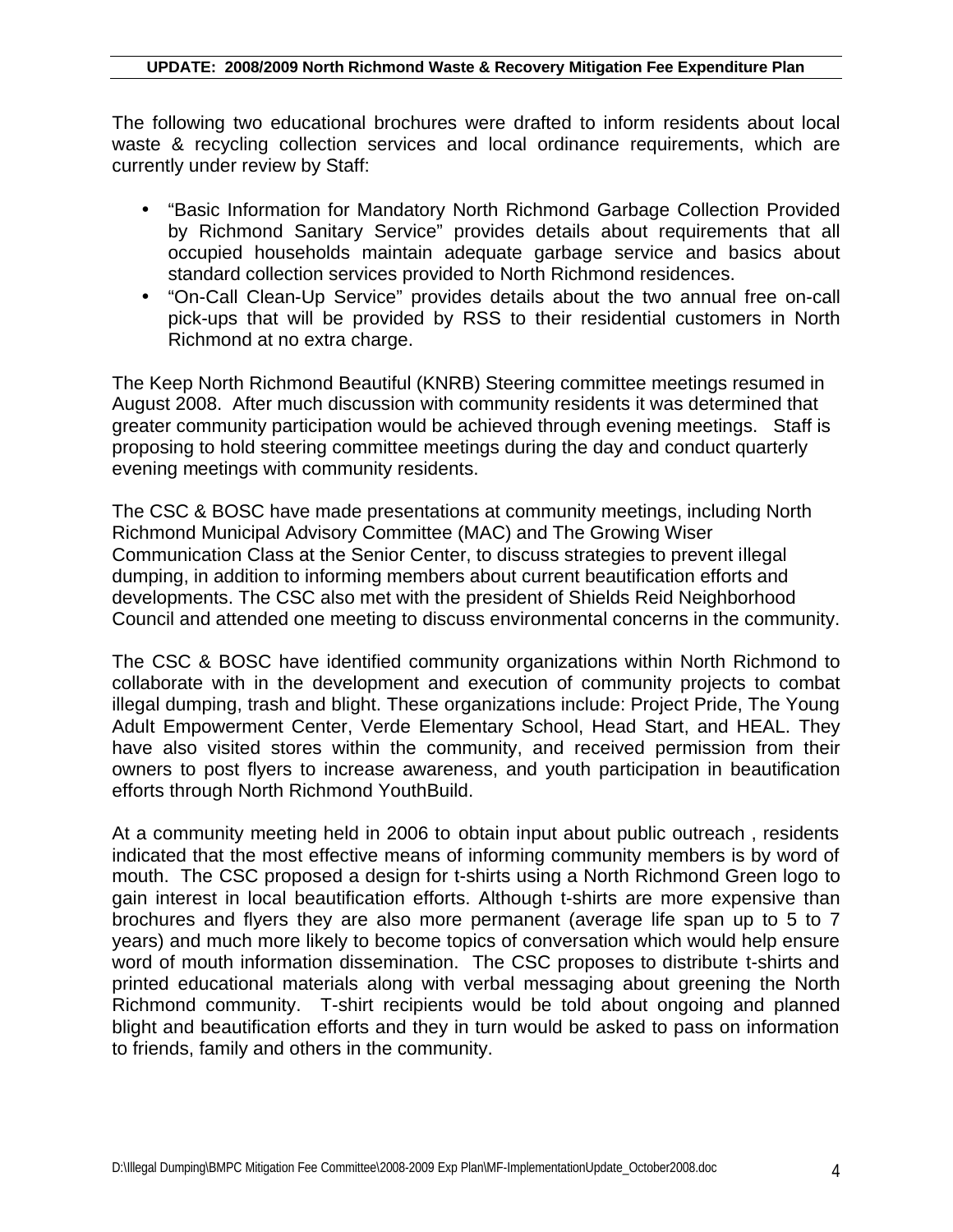The following two educational brochures were drafted to inform residents about local waste & recycling collection services and local ordinance requirements, which are currently under review by Staff:

- "Basic Information for Mandatory North Richmond Garbage Collection Provided by Richmond Sanitary Service" provides details about requirements that all occupied households maintain adequate garbage service and basics about standard collection services provided to North Richmond residences.
- "On-Call Clean-Up Service" provides details about the two annual free on-call pick-ups that will be provided by RSS to their residential customers in North Richmond at no extra charge.

The Keep North Richmond Beautiful (KNRB) Steering committee meetings resumed in August 2008. After much discussion with community residents it was determined that greater community participation would be achieved through evening meetings. Staff is proposing to hold steering committee meetings during the day and conduct quarterly evening meetings with community residents.

The CSC & BOSC have made presentations at community meetings, including North Richmond Municipal Advisory Committee (MAC) and The Growing Wiser Communication Class at the Senior Center, to discuss strategies to prevent illegal dumping, in addition to informing members about current beautification efforts and developments. The CSC also met with the president of Shields Reid Neighborhood Council and attended one meeting to discuss environmental concerns in the community.

The CSC & BOSC have identified community organizations within North Richmond to collaborate with in the development and execution of community projects to combat illegal dumping, trash and blight. These organizations include: Project Pride, The Young Adult Empowerment Center, Verde Elementary School, Head Start, and HEAL. They have also visited stores within the community, and received permission from their owners to post flyers to increase awareness, and youth participation in beautification efforts through North Richmond YouthBuild.

At a community meeting held in 2006 to obtain input about public outreach , residents indicated that the most effective means of informing community members is by word of mouth. The CSC proposed a design for t-shirts using a North Richmond Green logo to gain interest in local beautification efforts. Although t-shirts are more expensive than brochures and flyers they are also more permanent (average life span up to 5 to 7 years) and much more likely to become topics of conversation which would help ensure word of mouth information dissemination. The CSC proposes to distribute t-shirts and printed educational materials along with verbal messaging about greening the North Richmond community. T-shirt recipients would be told about ongoing and planned blight and beautification efforts and they in turn would be asked to pass on information to friends, family and others in the community.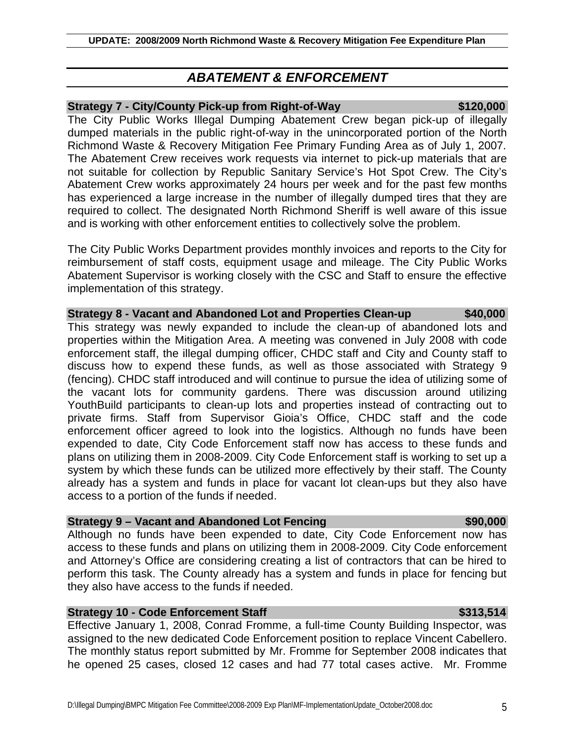## *ABATEMENT & ENFORCEMENT*

**Strategy 7 - City/County Pick-up from Right-of-Way $120,000**

The City Public Works Illegal Dumping Abatement Crew began pick-up of illegally dumped materials in the public right-of-way in the unincorporated portion of the North Richmond Waste & Recovery Mitigation Fee Primary Funding Area as of July 1, 2007. The Abatement Crew receives work requests via internet to pick-up materials that are not suitable for collection by Republic Sanitary Service's Hot Spot Crew. The City's Abatement Crew works approximately 24 hours per week and for the past few months has experienced a large increase in the number of illegally dumped tires that they are required to collect. The designated North Richmond Sheriff is well aware of this issue and is working with other enforcement entities to collectively solve the problem.

The City Public Works Department provides monthly invoices and reports to the City for reimbursement of staff costs, equipment usage and mileage. The City Public Works Abatement Supervisor is working closely with the CSC and Staff to ensure the effective implementation of this strategy.

**Strategy 8 - Vacant and Abandoned Lot and Properties Clean-up $40,000**

This strategy was newly expanded to include the clean-up of abandoned lots and properties within the Mitigation Area. A meeting was convened in July 2008 with code enforcement staff, the illegal dumping officer, CHDC staff and City and County staff to discuss how to expend these funds, as well as those associated with Strategy 9 (fencing). CHDC staff introduced and will continue to pursue the idea of utilizing some of the vacant lots for community gardens. There was discussion around utilizing YouthBuild participants to clean-up lots and properties instead of contracting out to private firms. Staff from Supervisor Gioia's Office, CHDC staff and the code enforcement officer agreed to look into the logistics. Although no funds have been expended to date, City Code Enforcement staff now has access to these funds and plans on utilizing them in 2008-2009. City Code Enforcement staff is working to set up a system by which these funds can be utilized more effectively by their staff. The County already has a system and funds in place for vacant lot clean-ups but they also have access to a portion of the funds if needed.

**Strategy 9 – Vacant and Abandoned Lot Fencing $90,000**

Although no funds have been expended to date, City Code Enforcement now has access to these funds and plans on utilizing them in 2008-2009. City Code enforcement and Attorney's Office are considering creating a list of contractors that can be hired to perform this task. The County already has a system and funds in place for fencing but they also have access to the funds if needed.

**Strategy 10 - Code Enforcement Staff $313,514**

Effective January 1, 2008, Conrad Fromme, a full-time County Building Inspector, was assigned to the new dedicated Code Enforcement position to replace Vincent Cabellero. The monthly status report submitted by Mr. Fromme for September 2008 indicates that he opened 25 cases, closed 12 cases and had 77 total cases active. Mr. Fromme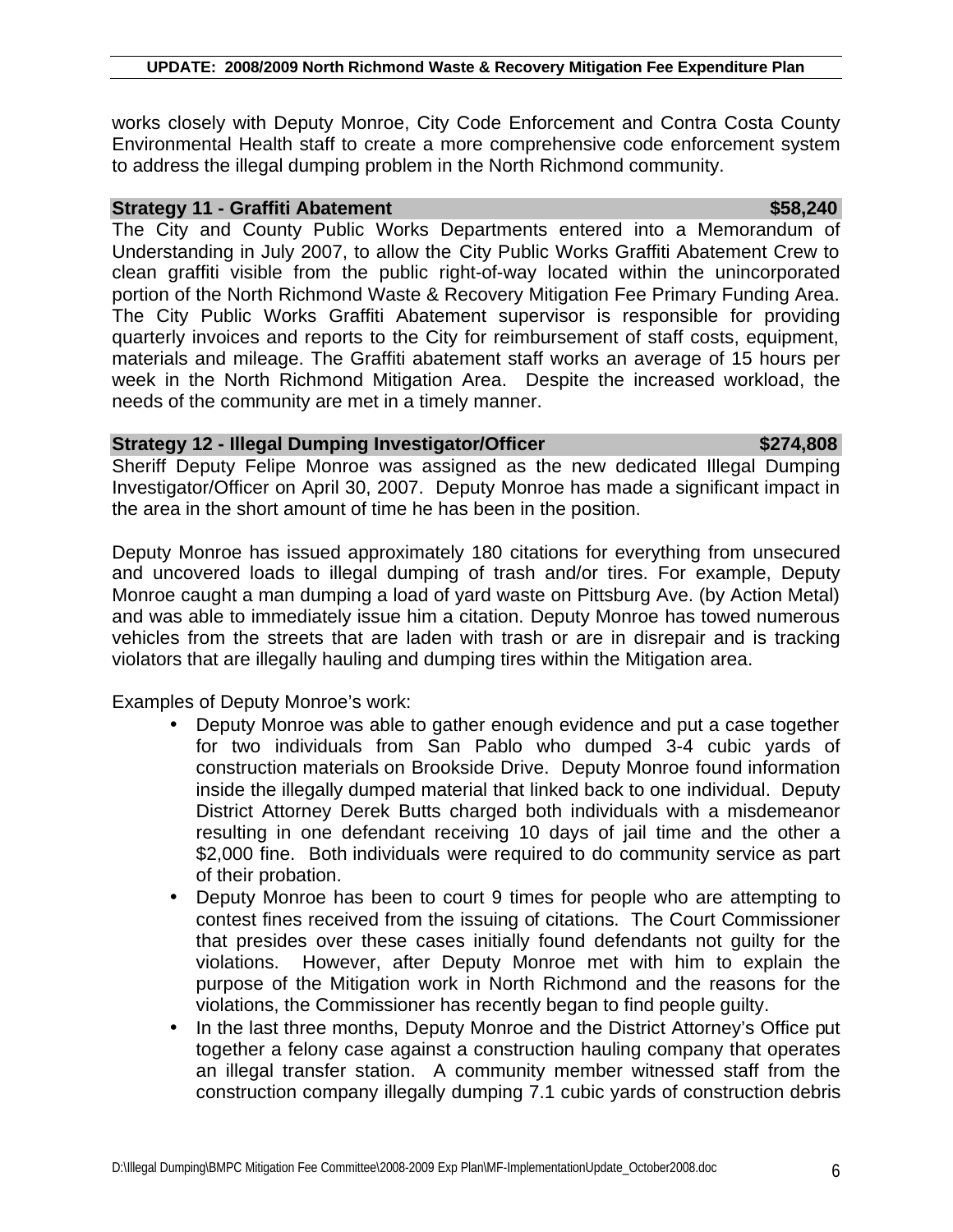works closely with Deputy Monroe, City Code Enforcement and Contra Costa County Environmental Health staff to create a more comprehensive code enforcement system to address the illegal dumping problem in the North Richmond community.

### Strategy 11 - Graffiti Abatement — $58,240

The City and County Public Works Departments entered into a Memorandum of Understanding in July 2007, to allow the City Public Works Graffiti Abatement Crew to clean graffiti visible from the public right-of-way located within the unincorporated portion of the North Richmond Waste & Recovery Mitigation Fee Primary Funding Area. The City Public Works Graffiti Abatement supervisor is responsible for providing quarterly invoices and reports to the City for reimbursement of staff costs, equipment, materials and mileage. The Graffiti abatement staff works an average of 15 hours per week in the North Richmond Mitigation Area. Despite the increased workload, the needs of the community are met in a timely manner.

### Strategy 12 - Illegal Dumping Investigator/Officer — $274,808

Sheriff Deputy Felipe Monroe was assigned as the new dedicated Illegal Dumping Investigator/Officer on April 30, 2007. Deputy Monroe has made a significant impact in the area in the short amount of time he has been in the position.

Deputy Monroe has issued approximately 180 citations for everything from unsecured and uncovered loads to illegal dumping of trash and/or tires. For example, Deputy Monroe caught a man dumping a load of yard waste on Pittsburg Ave. (by Action Metal) and was able to immediately issue him a citation. Deputy Monroe has towed numerous vehicles from the streets that are laden with trash or are in disrepair and is tracking violators that are illegally hauling and dumping tires within the Mitigation area.

Examples of Deputy Monroe's work:

- Deputy Monroe was able to gather enough evidence and put a case together for two individuals from San Pablo who dumped 3-4 cubic yards of construction materials on Brookside Drive. Deputy Monroe found information inside the illegally dumped material that linked back to one individual. Deputy District Attorney Derek Butts charged both individuals with a misdemeanor resulting in one defendant receiving 10 days of jail time and the other a $2,000 fine. Both individuals were required to do community service as part of their probation.
- Deputy Monroe has been to court 9 times for people who are attempting to contest fines received from the issuing of citations. The Court Commissioner that presides over these cases initially found defendants not guilty for the violations. However, after Deputy Monroe met with him to explain the purpose of the Mitigation work in North Richmond and the reasons for the violations, the Commissioner has recently began to find people guilty.
- In the last three months, Deputy Monroe and the District Attorney's Office put together a felony case against a construction hauling company that operates an illegal transfer station. A community member witnessed staff from the construction company illegally dumping 7.1 cubic yards of construction debris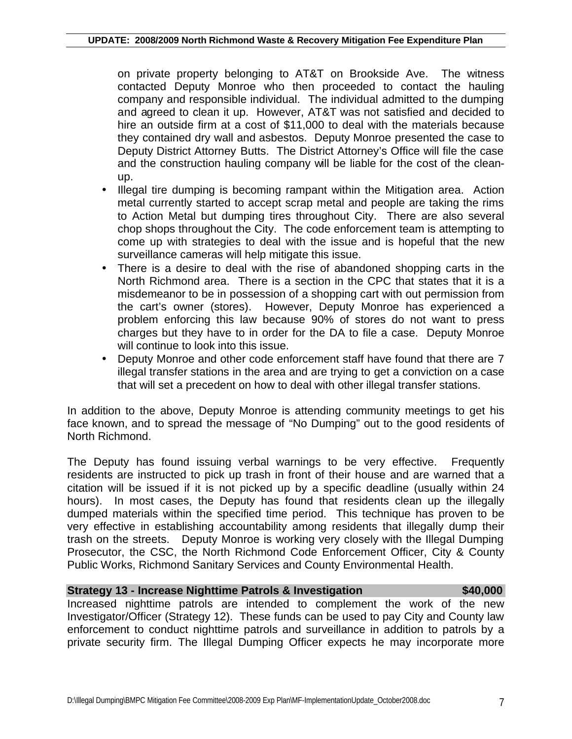on private property belonging to AT&T on Brookside Ave. The witness contacted Deputy Monroe who then proceeded to contact the hauling company and responsible individual. The individual admitted to the dumping and agreed to clean it up. However, AT&T was not satisfied and decided to hire an outside firm at a cost of $11,000 to deal with the materials because they contained dry wall and asbestos. Deputy Monroe presented the case to Deputy District Attorney Butts. The District Attorney's Office will file the case and the construction hauling company will be liable for the cost of the clean-up.

- Illegal tire dumping is becoming rampant within the Mitigation area. Action metal currently started to accept scrap metal and people are taking the rims to Action Metal but dumping tires throughout City. There are also several chop shops throughout the City. The code enforcement team is attempting to come up with strategies to deal with the issue and is hopeful that the new surveillance cameras will help mitigate this issue.
- There is a desire to deal with the rise of abandoned shopping carts in the North Richmond area. There is a section in the CPC that states that it is a misdemeanor to be in possession of a shopping cart with out permission from the cart's owner (stores). However, Deputy Monroe has experienced a problem enforcing this law because 90% of stores do not want to press charges but they have to in order for the DA to file a case. Deputy Monroe will continue to look into this issue.
- Deputy Monroe and other code enforcement staff have found that there are 7 illegal transfer stations in the area and are trying to get a conviction on a case that will set a precedent on how to deal with other illegal transfer stations.

In addition to the above, Deputy Monroe is attending community meetings to get his face known, and to spread the message of "No Dumping" out to the good residents of North Richmond.

The Deputy has found issuing verbal warnings to be very effective. Frequently residents are instructed to pick up trash in front of their house and are warned that a citation will be issued if it is not picked up by a specific deadline (usually within 24 hours). In most cases, the Deputy has found that residents clean up the illegally dumped materials within the specified time period. This technique has proven to be very effective in establishing accountability among residents that illegally dump their trash on the streets. Deputy Monroe is working very closely with the Illegal Dumping Prosecutor, the CSC, the North Richmond Code Enforcement Officer, City & County Public Works, Richmond Sanitary Services and County Environmental Health.

**Strategy 13 - Increase Nighttime Patrols & Investigation $40,000**

Increased nighttime patrols are intended to complement the work of the new Investigator/Officer (Strategy 12). These funds can be used to pay City and County law enforcement to conduct nighttime patrols and surveillance in addition to patrols by a private security firm. The Illegal Dumping Officer expects he may incorporate more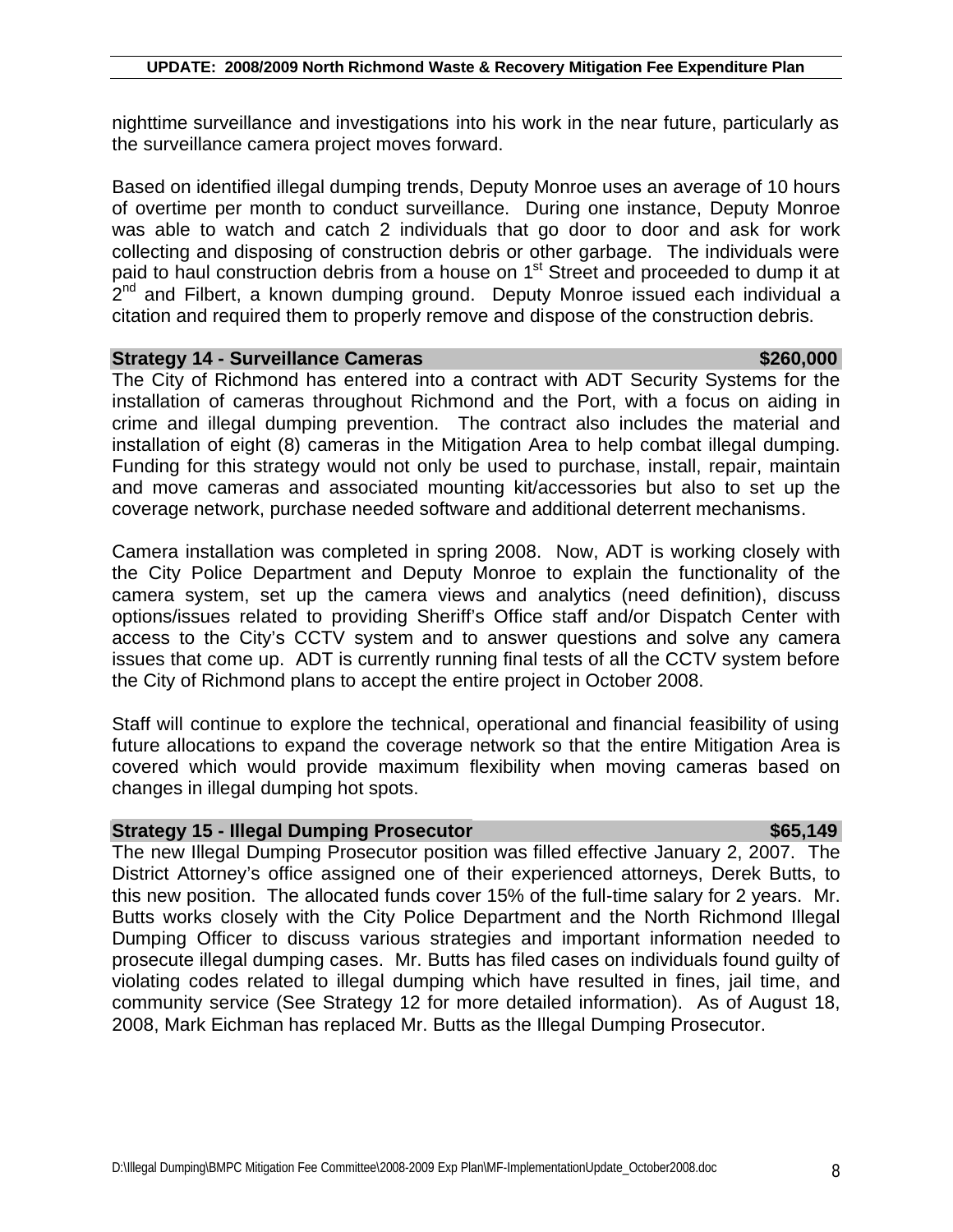nighttime surveillance and investigations into his work in the near future, particularly as the surveillance camera project moves forward.

Based on identified illegal dumping trends, Deputy Monroe uses an average of 10 hours of overtime per month to conduct surveillance. During one instance, Deputy Monroe was able to watch and catch 2 individuals that go door to door and ask for work collecting and disposing of construction debris or other garbage. The individuals were paid to haul construction debris from a house on 1st Street and proceeded to dump it at 2nd and Filbert, a known dumping ground. Deputy Monroe issued each individual a citation and required them to properly remove and dispose of the construction debris.

### Strategy 14 - Surveillance Cameras — $260,000

The City of Richmond has entered into a contract with ADT Security Systems for the installation of cameras throughout Richmond and the Port, with a focus on aiding in crime and illegal dumping prevention. The contract also includes the material and installation of eight (8) cameras in the Mitigation Area to help combat illegal dumping. Funding for this strategy would not only be used to purchase, install, repair, maintain and move cameras and associated mounting kit/accessories but also to set up the coverage network, purchase needed software and additional deterrent mechanisms.

Camera installation was completed in spring 2008. Now, ADT is working closely with the City Police Department and Deputy Monroe to explain the functionality of the camera system, set up the camera views and analytics (need definition), discuss options/issues related to providing Sheriff's Office staff and/or Dispatch Center with access to the City's CCTV system and to answer questions and solve any camera issues that come up. ADT is currently running final tests of all the CCTV system before the City of Richmond plans to accept the entire project in October 2008.

Staff will continue to explore the technical, operational and financial feasibility of using future allocations to expand the coverage network so that the entire Mitigation Area is covered which would provide maximum flexibility when moving cameras based on changes in illegal dumping hot spots.

### Strategy 15 - Illegal Dumping Prosecutor — $65,149

The new Illegal Dumping Prosecutor position was filled effective January 2, 2007. The District Attorney's office assigned one of their experienced attorneys, Derek Butts, to this new position. The allocated funds cover 15% of the full-time salary for 2 years. Mr. Butts works closely with the City Police Department and the North Richmond Illegal Dumping Officer to discuss various strategies and important information needed to prosecute illegal dumping cases. Mr. Butts has filed cases on individuals found guilty of violating codes related to illegal dumping which have resulted in fines, jail time, and community service (See Strategy 12 for more detailed information). As of August 18, 2008, Mark Eichman has replaced Mr. Butts as the Illegal Dumping Prosecutor.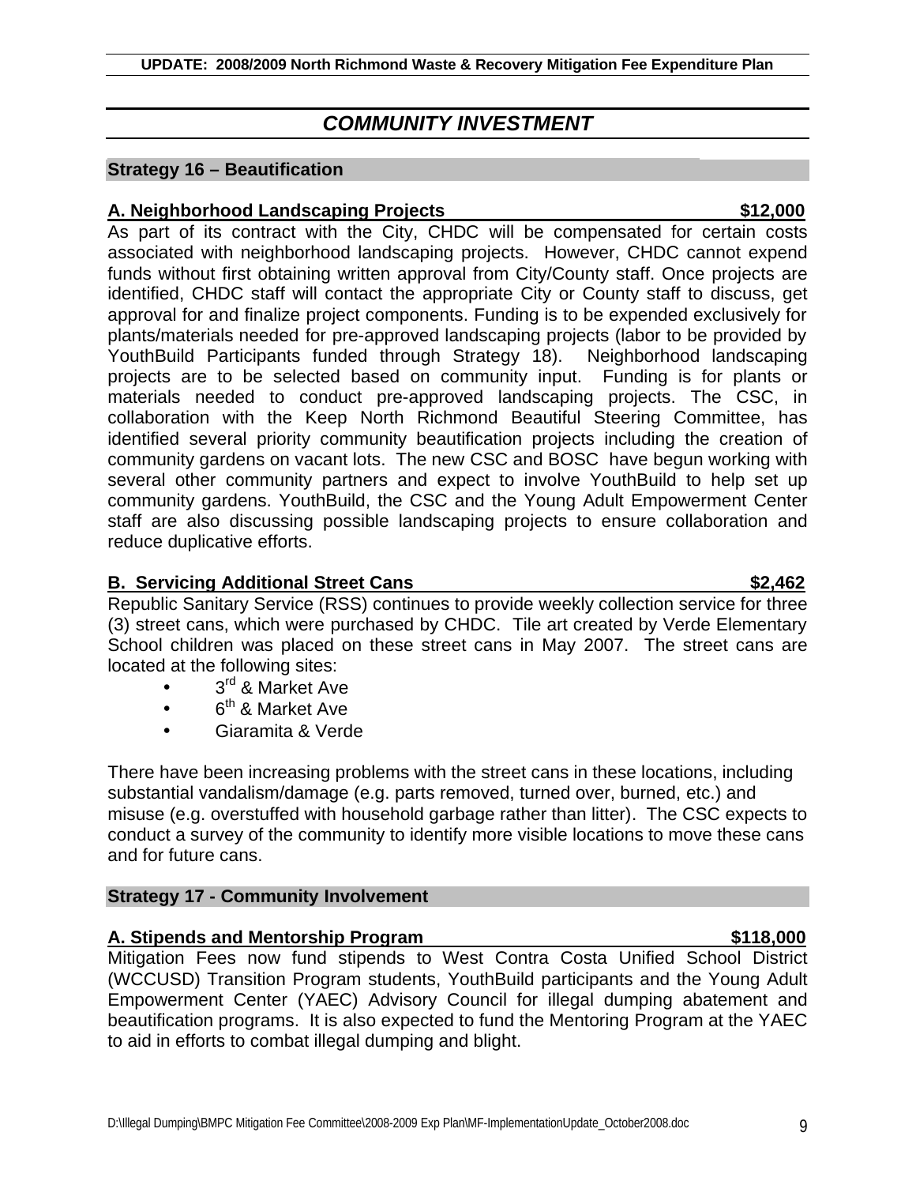# COMMUNITY INVESTMENT

## Strategy 16 – Beautification

### A. Neighborhood Landscaping Projects $12,000

As part of its contract with the City, CHDC will be compensated for certain costs associated with neighborhood landscaping projects. However, CHDC cannot expend funds without first obtaining written approval from City/County staff. Once projects are identified, CHDC staff will contact the appropriate City or County staff to discuss, get approval for and finalize project components. Funding is to be expended exclusively for plants/materials needed for pre-approved landscaping projects (labor to be provided by YouthBuild Participants funded through Strategy 18). Neighborhood landscaping projects are to be selected based on community input. Funding is for plants or materials needed to conduct pre-approved landscaping projects. The CSC, in collaboration with the Keep North Richmond Beautiful Steering Committee, has identified several priority community beautification projects including the creation of community gardens on vacant lots. The new CSC and BOSC have begun working with several other community partners and expect to involve YouthBuild to help set up community gardens. YouthBuild, the CSC and the Young Adult Empowerment Center staff are also discussing possible landscaping projects to ensure collaboration and reduce duplicative efforts.

### B. Servicing Additional Street Cans $2,462

Republic Sanitary Service (RSS) continues to provide weekly collection service for three (3) street cans, which were purchased by CHDC. Tile art created by Verde Elementary School children was placed on these street cans in May 2007. The street cans are located at the following sites:

- 3rd & Market Ave
- 6th & Market Ave
- Giaramita & Verde

There have been increasing problems with the street cans in these locations, including substantial vandalism/damage (e.g. parts removed, turned over, burned, etc.) and misuse (e.g. overstuffed with household garbage rather than litter). The CSC expects to conduct a survey of the community to identify more visible locations to move these cans and for future cans.

## Strategy 17 - Community Involvement

### A. Stipends and Mentorship Program $118,000

Mitigation Fees now fund stipends to West Contra Costa Unified School District (WCCUSD) Transition Program students, YouthBuild participants and the Young Adult Empowerment Center (YAEC) Advisory Council for illegal dumping abatement and beautification programs. It is also expected to fund the Mentoring Program at the YAEC to aid in efforts to combat illegal dumping and blight.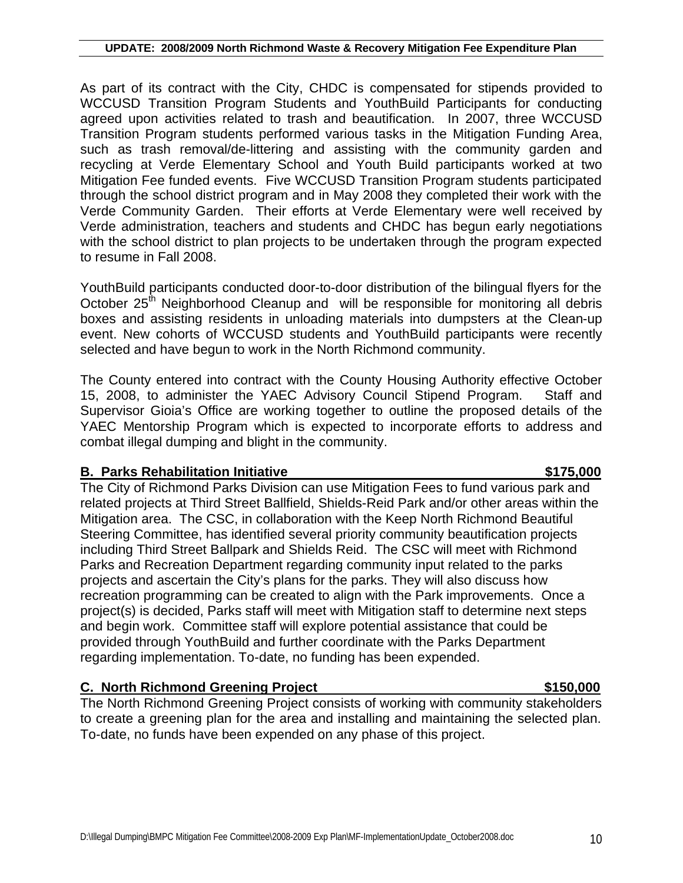As part of its contract with the City, CHDC is compensated for stipends provided to WCCUSD Transition Program Students and YouthBuild Participants for conducting agreed upon activities related to trash and beautification. In 2007, three WCCUSD Transition Program students performed various tasks in the Mitigation Funding Area, such as trash removal/de-littering and assisting with the community garden and recycling at Verde Elementary School and Youth Build participants worked at two Mitigation Fee funded events. Five WCCUSD Transition Program students participated through the school district program and in May 2008 they completed their work with the Verde Community Garden. Their efforts at Verde Elementary were well received by Verde administration, teachers and students and CHDC has begun early negotiations with the school district to plan projects to be undertaken through the program expected to resume in Fall 2008.

YouthBuild participants conducted door-to-door distribution of the bilingual flyers for the October 25th Neighborhood Cleanup and will be responsible for monitoring all debris boxes and assisting residents in unloading materials into dumpsters at the Clean-up event. New cohorts of WCCUSD students and YouthBuild participants were recently selected and have begun to work in the North Richmond community.

The County entered into contract with the County Housing Authority effective October 15, 2008, to administer the YAEC Advisory Council Stipend Program. Staff and Supervisor Gioia's Office are working together to outline the proposed details of the YAEC Mentorship Program which is expected to incorporate efforts to address and combat illegal dumping and blight in the community.

**B. Parks Rehabilitation Initiative $175,000**

The City of Richmond Parks Division can use Mitigation Fees to fund various park and related projects at Third Street Ballfield, Shields-Reid Park and/or other areas within the Mitigation area. The CSC, in collaboration with the Keep North Richmond Beautiful Steering Committee, has identified several priority community beautification projects including Third Street Ballpark and Shields Reid. The CSC will meet with Richmond Parks and Recreation Department regarding community input related to the parks projects and ascertain the City's plans for the parks. They will also discuss how recreation programming can be created to align with the Park improvements. Once a project(s) is decided, Parks staff will meet with Mitigation staff to determine next steps and begin work. Committee staff will explore potential assistance that could be provided through YouthBuild and further coordinate with the Parks Department regarding implementation. To-date, no funding has been expended.

**C. North Richmond Greening Project $150,000**

The North Richmond Greening Project consists of working with community stakeholders to create a greening plan for the area and installing and maintaining the selected plan. To-date, no funds have been expended on any phase of this project.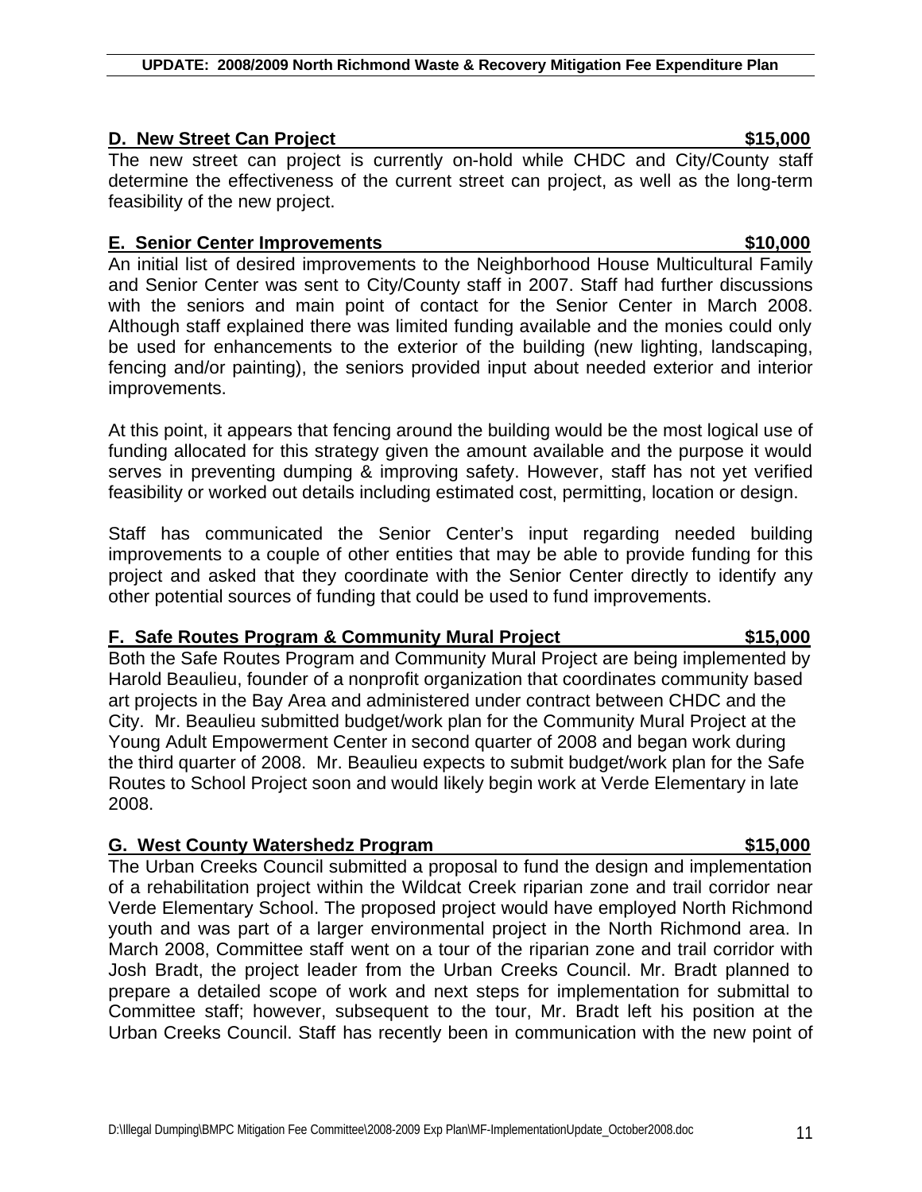### D. New Street Can Project $15,000

The new street can project is currently on-hold while CHDC and City/County staff determine the effectiveness of the current street can project, as well as the long-term feasibility of the new project.

### E. Senior Center Improvements $10,000

An initial list of desired improvements to the Neighborhood House Multicultural Family and Senior Center was sent to City/County staff in 2007. Staff had further discussions with the seniors and main point of contact for the Senior Center in March 2008. Although staff explained there was limited funding available and the monies could only be used for enhancements to the exterior of the building (new lighting, landscaping, fencing and/or painting), the seniors provided input about needed exterior and interior improvements.

At this point, it appears that fencing around the building would be the most logical use of funding allocated for this strategy given the amount available and the purpose it would serves in preventing dumping & improving safety. However, staff has not yet verified feasibility or worked out details including estimated cost, permitting, location or design.

Staff has communicated the Senior Center's input regarding needed building improvements to a couple of other entities that may be able to provide funding for this project and asked that they coordinate with the Senior Center directly to identify any other potential sources of funding that could be used to fund improvements.

### F. Safe Routes Program & Community Mural Project $15,000

Both the Safe Routes Program and Community Mural Project are being implemented by Harold Beaulieu, founder of a nonprofit organization that coordinates community based art projects in the Bay Area and administered under contract between CHDC and the City. Mr. Beaulieu submitted budget/work plan for the Community Mural Project at the Young Adult Empowerment Center in second quarter of 2008 and began work during the third quarter of 2008. Mr. Beaulieu expects to submit budget/work plan for the Safe Routes to School Project soon and would likely begin work at Verde Elementary in late 2008.

### G. West County Watershedz Program $15,000

The Urban Creeks Council submitted a proposal to fund the design and implementation of a rehabilitation project within the Wildcat Creek riparian zone and trail corridor near Verde Elementary School. The proposed project would have employed North Richmond youth and was part of a larger environmental project in the North Richmond area. In March 2008, Committee staff went on a tour of the riparian zone and trail corridor with Josh Bradt, the project leader from the Urban Creeks Council. Mr. Bradt planned to prepare a detailed scope of work and next steps for implementation for submittal to Committee staff; however, subsequent to the tour, Mr. Bradt left his position at the Urban Creeks Council. Staff has recently been in communication with the new point of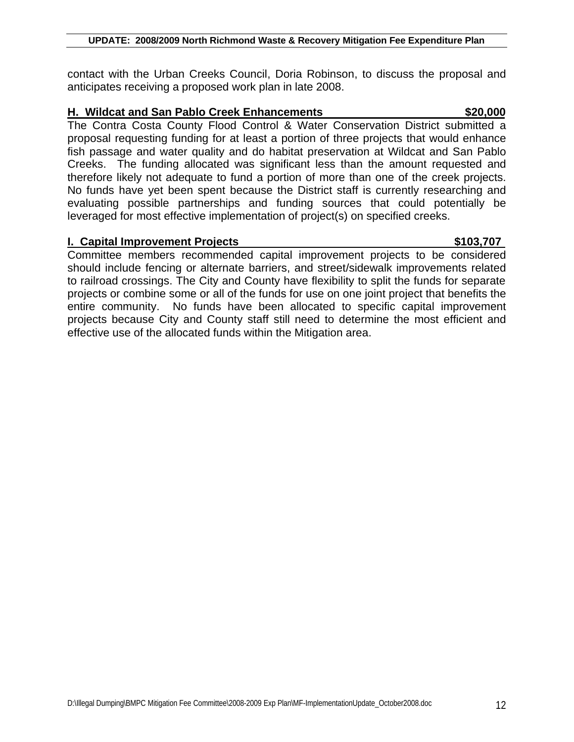contact with the Urban Creeks Council, Doria Robinson, to discuss the proposal and anticipates receiving a proposed work plan in late 2008.

**H. Wildcat and San Pablo Creek Enhancements $20,000**

The Contra Costa County Flood Control & Water Conservation District submitted a proposal requesting funding for at least a portion of three projects that would enhance fish passage and water quality and do habitat preservation at Wildcat and San Pablo Creeks. The funding allocated was significant less than the amount requested and therefore likely not adequate to fund a portion of more than one of the creek projects. No funds have yet been spent because the District staff is currently researching and evaluating possible partnerships and funding sources that could potentially be leveraged for most effective implementation of project(s) on specified creeks.

**I. Capital Improvement Projects $103,707**

Committee members recommended capital improvement projects to be considered should include fencing or alternate barriers, and street/sidewalk improvements related to railroad crossings. The City and County have flexibility to split the funds for separate projects or combine some or all of the funds for use on one joint project that benefits the entire community. No funds have been allocated to specific capital improvement projects because City and County staff still need to determine the most efficient and effective use of the allocated funds within the Mitigation area.